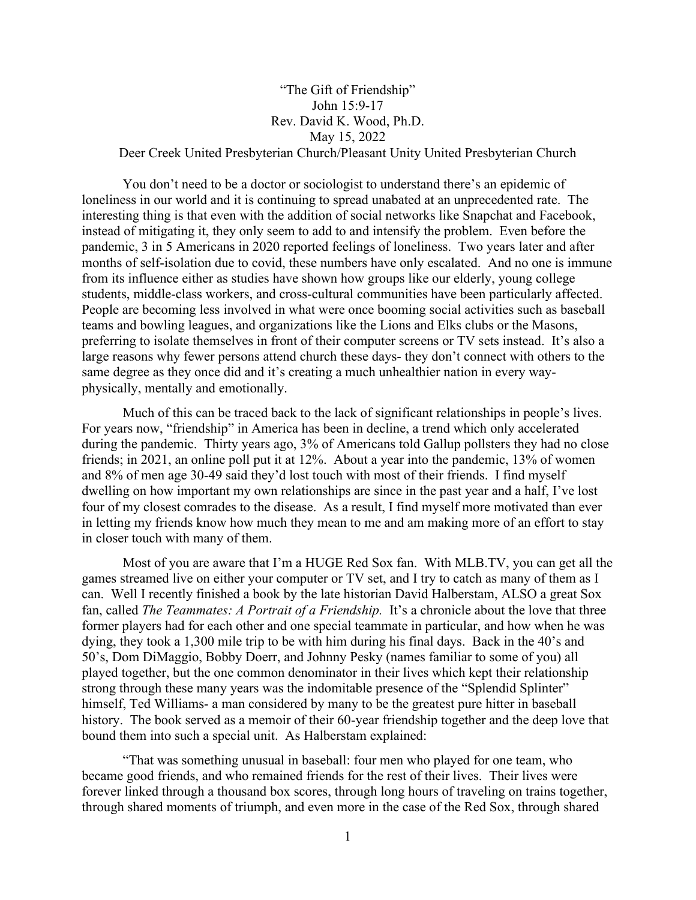"The Gift of Friendship"
John 15:9-17
Rev. David K. Wood, Ph.D.
May 15, 2022
Deer Creek United Presbyterian Church/Pleasant Unity United Presbyterian Church

You don't need to be a doctor or sociologist to understand there's an epidemic of loneliness in our world and it is continuing to spread unabated at an unprecedented rate. The interesting thing is that even with the addition of social networks like Snapchat and Facebook, instead of mitigating it, they only seem to add to and intensify the problem. Even before the pandemic, 3 in 5 Americans in 2020 reported feelings of loneliness. Two years later and after months of self-isolation due to covid, these numbers have only escalated. And no one is immune from its influence either as studies have shown how groups like our elderly, young college students, middle-class workers, and cross-cultural communities have been particularly affected. People are becoming less involved in what were once booming social activities such as baseball teams and bowling leagues, and organizations like the Lions and Elks clubs or the Masons, preferring to isolate themselves in front of their computer screens or TV sets instead. It's also a large reasons why fewer persons attend church these days- they don't connect with others to the same degree as they once did and it's creating a much unhealthier nation in every way- physically, mentally and emotionally.

Much of this can be traced back to the lack of significant relationships in people's lives. For years now, "friendship" in America has been in decline, a trend which only accelerated during the pandemic. Thirty years ago, 3% of Americans told Gallup pollsters they had no close friends; in 2021, an online poll put it at 12%. About a year into the pandemic, 13% of women and 8% of men age 30-49 said they'd lost touch with most of their friends. I find myself dwelling on how important my own relationships are since in the past year and a half, I've lost four of my closest comrades to the disease. As a result, I find myself more motivated than ever in letting my friends know how much they mean to me and am making more of an effort to stay in closer touch with many of them.

Most of you are aware that I'm a HUGE Red Sox fan. With MLB.TV, you can get all the games streamed live on either your computer or TV set, and I try to catch as many of them as I can. Well I recently finished a book by the late historian David Halberstam, ALSO a great Sox fan, called *The Teammates: A Portrait of a Friendship.* It's a chronicle about the love that three former players had for each other and one special teammate in particular, and how when he was dying, they took a 1,300 mile trip to be with him during his final days. Back in the 40's and 50's, Dom DiMaggio, Bobby Doerr, and Johnny Pesky (names familiar to some of you) all played together, but the one common denominator in their lives which kept their relationship strong through these many years was the indomitable presence of the "Splendid Splinter" himself, Ted Williams- a man considered by many to be the greatest pure hitter in baseball history. The book served as a memoir of their 60-year friendship together and the deep love that bound them into such a special unit. As Halberstam explained:

"That was something unusual in baseball: four men who played for one team, who became good friends, and who remained friends for the rest of their lives. Their lives were forever linked through a thousand box scores, through long hours of traveling on trains together, through shared moments of triumph, and even more in the case of the Red Sox, through shared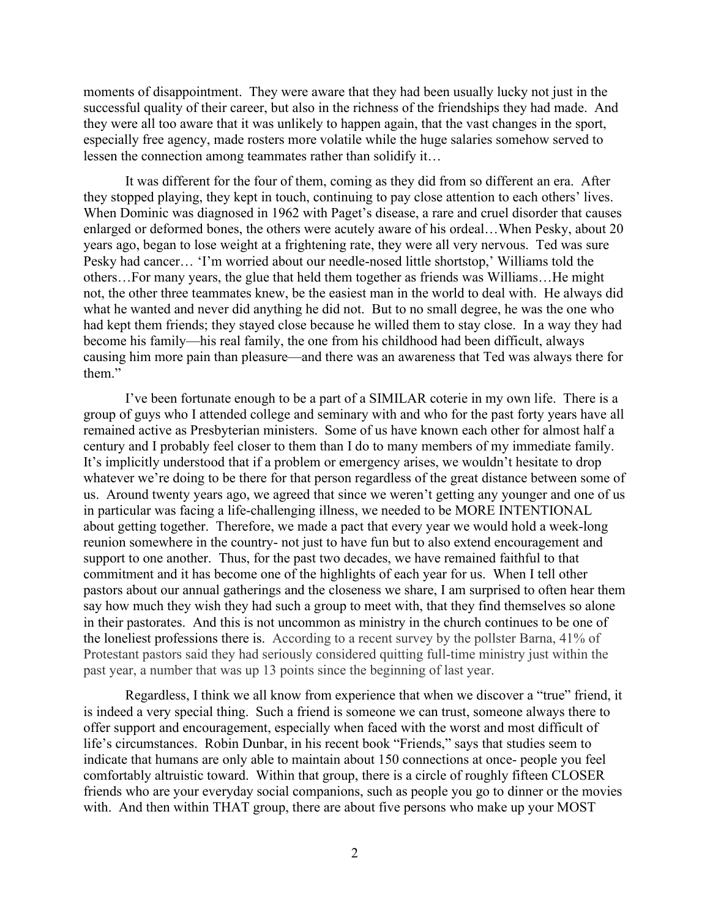moments of disappointment. They were aware that they had been usually lucky not just in the successful quality of their career, but also in the richness of the friendships they had made. And they were all too aware that it was unlikely to happen again, that the vast changes in the sport, especially free agency, made rosters more volatile while the huge salaries somehow served to lessen the connection among teammates rather than solidify it…

It was different for the four of them, coming as they did from so different an era. After they stopped playing, they kept in touch, continuing to pay close attention to each others' lives. When Dominic was diagnosed in 1962 with Paget's disease, a rare and cruel disorder that causes enlarged or deformed bones, the others were acutely aware of his ordeal…When Pesky, about 20 years ago, began to lose weight at a frightening rate, they were all very nervous. Ted was sure Pesky had cancer… 'I'm worried about our needle-nosed little shortstop,' Williams told the others…For many years, the glue that held them together as friends was Williams…He might not, the other three teammates knew, be the easiest man in the world to deal with. He always did what he wanted and never did anything he did not. But to no small degree, he was the one who had kept them friends; they stayed close because he willed them to stay close. In a way they had become his family—his real family, the one from his childhood had been difficult, always causing him more pain than pleasure—and there was an awareness that Ted was always there for them."

I've been fortunate enough to be a part of a SIMILAR coterie in my own life. There is a group of guys who I attended college and seminary with and who for the past forty years have all remained active as Presbyterian ministers. Some of us have known each other for almost half a century and I probably feel closer to them than I do to many members of my immediate family. It's implicitly understood that if a problem or emergency arises, we wouldn't hesitate to drop whatever we're doing to be there for that person regardless of the great distance between some of us. Around twenty years ago, we agreed that since we weren't getting any younger and one of us in particular was facing a life-challenging illness, we needed to be MORE INTENTIONAL about getting together. Therefore, we made a pact that every year we would hold a week-long reunion somewhere in the country- not just to have fun but to also extend encouragement and support to one another. Thus, for the past two decades, we have remained faithful to that commitment and it has become one of the highlights of each year for us. When I tell other pastors about our annual gatherings and the closeness we share, I am surprised to often hear them say how much they wish they had such a group to meet with, that they find themselves so alone in their pastorates. And this is not uncommon as ministry in the church continues to be one of the loneliest professions there is. According to a recent survey by the pollster Barna, 41% of Protestant pastors said they had seriously considered quitting full-time ministry just within the past year, a number that was up 13 points since the beginning of last year.

Regardless, I think we all know from experience that when we discover a "true" friend, it is indeed a very special thing. Such a friend is someone we can trust, someone always there to offer support and encouragement, especially when faced with the worst and most difficult of life's circumstances. Robin Dunbar, in his recent book "Friends," says that studies seem to indicate that humans are only able to maintain about 150 connections at once- people you feel comfortably altruistic toward. Within that group, there is a circle of roughly fifteen CLOSER friends who are your everyday social companions, such as people you go to dinner or the movies with. And then within THAT group, there are about five persons who make up your MOST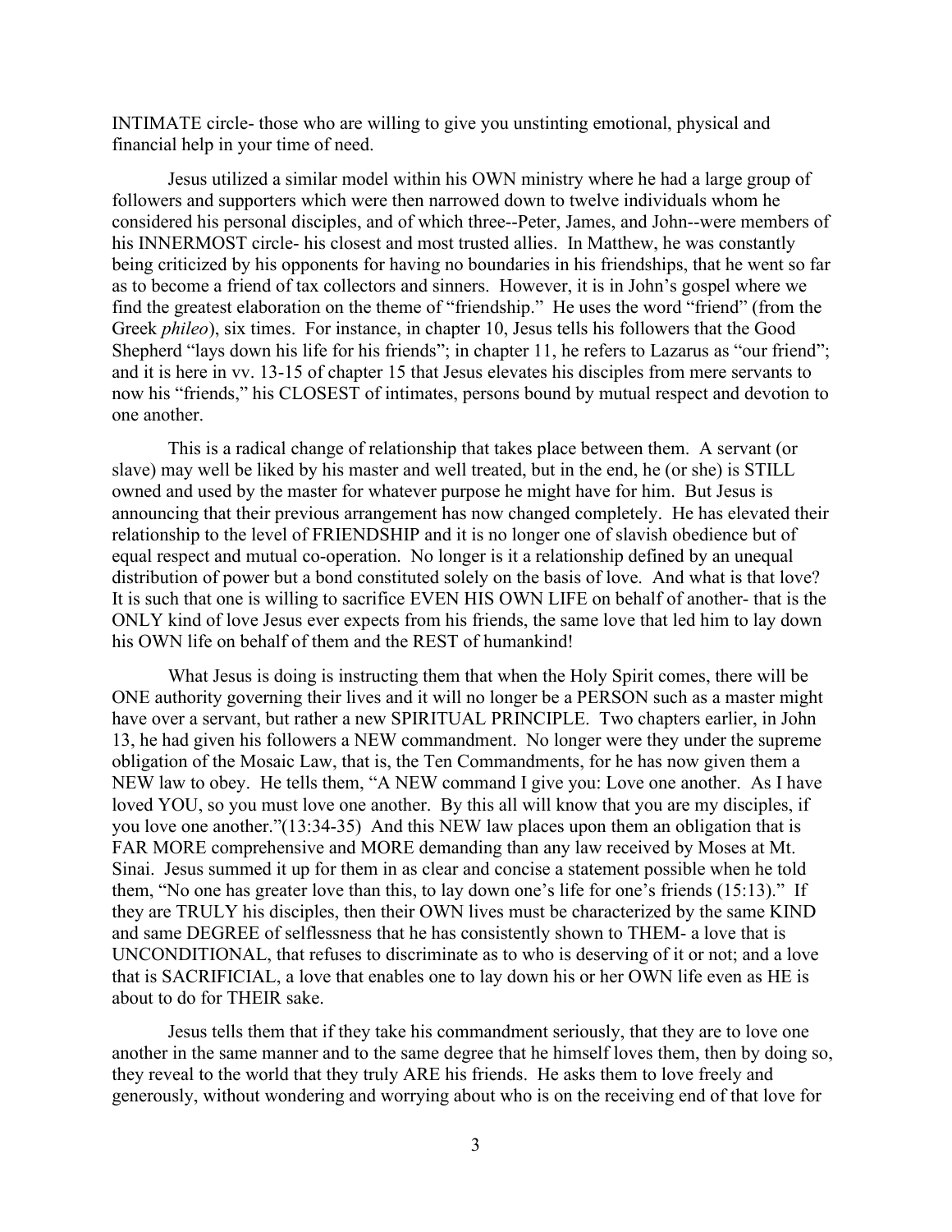INTIMATE circle- those who are willing to give you unstinting emotional, physical and financial help in your time of need.

Jesus utilized a similar model within his OWN ministry where he had a large group of followers and supporters which were then narrowed down to twelve individuals whom he considered his personal disciples, and of which three--Peter, James, and John--were members of his INNERMOST circle- his closest and most trusted allies. In Matthew, he was constantly being criticized by his opponents for having no boundaries in his friendships, that he went so far as to become a friend of tax collectors and sinners. However, it is in John's gospel where we find the greatest elaboration on the theme of "friendship." He uses the word "friend" (from the Greek *phileo*), six times. For instance, in chapter 10, Jesus tells his followers that the Good Shepherd "lays down his life for his friends"; in chapter 11, he refers to Lazarus as "our friend"; and it is here in vv. 13-15 of chapter 15 that Jesus elevates his disciples from mere servants to now his "friends," his CLOSEST of intimates, persons bound by mutual respect and devotion to one another.

This is a radical change of relationship that takes place between them. A servant (or slave) may well be liked by his master and well treated, but in the end, he (or she) is STILL owned and used by the master for whatever purpose he might have for him. But Jesus is announcing that their previous arrangement has now changed completely. He has elevated their relationship to the level of FRIENDSHIP and it is no longer one of slavish obedience but of equal respect and mutual co-operation. No longer is it a relationship defined by an unequal distribution of power but a bond constituted solely on the basis of love. And what is that love? It is such that one is willing to sacrifice EVEN HIS OWN LIFE on behalf of another- that is the ONLY kind of love Jesus ever expects from his friends, the same love that led him to lay down his OWN life on behalf of them and the REST of humankind!

What Jesus is doing is instructing them that when the Holy Spirit comes, there will be ONE authority governing their lives and it will no longer be a PERSON such as a master might have over a servant, but rather a new SPIRITUAL PRINCIPLE. Two chapters earlier, in John 13, he had given his followers a NEW commandment. No longer were they under the supreme obligation of the Mosaic Law, that is, the Ten Commandments, for he has now given them a NEW law to obey. He tells them, "A NEW command I give you: Love one another. As I have loved YOU, so you must love one another. By this all will know that you are my disciples, if you love one another."(13:34-35) And this NEW law places upon them an obligation that is FAR MORE comprehensive and MORE demanding than any law received by Moses at Mt. Sinai. Jesus summed it up for them in as clear and concise a statement possible when he told them, "No one has greater love than this, to lay down one's life for one's friends (15:13)." If they are TRULY his disciples, then their OWN lives must be characterized by the same KIND and same DEGREE of selflessness that he has consistently shown to THEM- a love that is UNCONDITIONAL, that refuses to discriminate as to who is deserving of it or not; and a love that is SACRIFICIAL, a love that enables one to lay down his or her OWN life even as HE is about to do for THEIR sake.

Jesus tells them that if they take his commandment seriously, that they are to love one another in the same manner and to the same degree that he himself loves them, then by doing so, they reveal to the world that they truly ARE his friends. He asks them to love freely and generously, without wondering and worrying about who is on the receiving end of that love for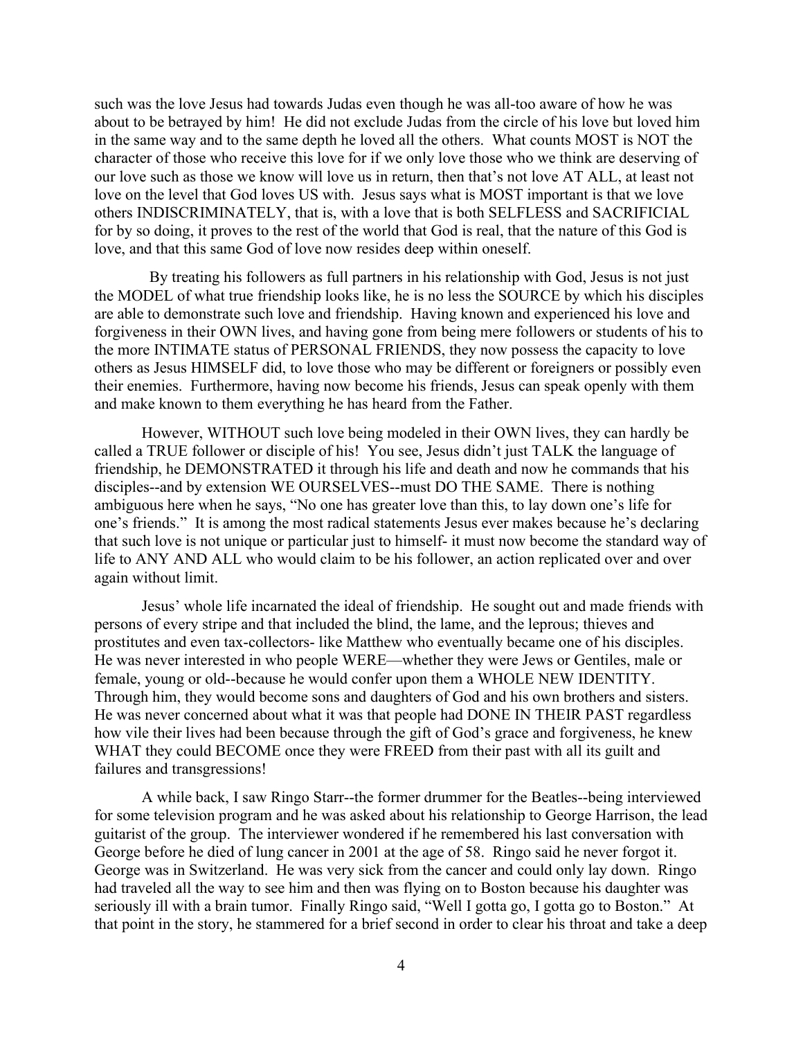such was the love Jesus had towards Judas even though he was all-too aware of how he was about to be betrayed by him! He did not exclude Judas from the circle of his love but loved him in the same way and to the same depth he loved all the others. What counts MOST is NOT the character of those who receive this love for if we only love those who we think are deserving of our love such as those we know will love us in return, then that's not love AT ALL, at least not love on the level that God loves US with. Jesus says what is MOST important is that we love others INDISCRIMINATELY, that is, with a love that is both SELFLESS and SACRIFICIAL for by so doing, it proves to the rest of the world that God is real, that the nature of this God is love, and that this same God of love now resides deep within oneself.

By treating his followers as full partners in his relationship with God, Jesus is not just the MODEL of what true friendship looks like, he is no less the SOURCE by which his disciples are able to demonstrate such love and friendship. Having known and experienced his love and forgiveness in their OWN lives, and having gone from being mere followers or students of his to the more INTIMATE status of PERSONAL FRIENDS, they now possess the capacity to love others as Jesus HIMSELF did, to love those who may be different or foreigners or possibly even their enemies. Furthermore, having now become his friends, Jesus can speak openly with them and make known to them everything he has heard from the Father.

However, WITHOUT such love being modeled in their OWN lives, they can hardly be called a TRUE follower or disciple of his! You see, Jesus didn't just TALK the language of friendship, he DEMONSTRATED it through his life and death and now he commands that his disciples--and by extension WE OURSELVES--must DO THE SAME. There is nothing ambiguous here when he says, "No one has greater love than this, to lay down one's life for one's friends." It is among the most radical statements Jesus ever makes because he's declaring that such love is not unique or particular just to himself- it must now become the standard way of life to ANY AND ALL who would claim to be his follower, an action replicated over and over again without limit.

Jesus' whole life incarnated the ideal of friendship. He sought out and made friends with persons of every stripe and that included the blind, the lame, and the leprous; thieves and prostitutes and even tax-collectors- like Matthew who eventually became one of his disciples. He was never interested in who people WERE—whether they were Jews or Gentiles, male or female, young or old--because he would confer upon them a WHOLE NEW IDENTITY. Through him, they would become sons and daughters of God and his own brothers and sisters. He was never concerned about what it was that people had DONE IN THEIR PAST regardless how vile their lives had been because through the gift of God's grace and forgiveness, he knew WHAT they could BECOME once they were FREED from their past with all its guilt and failures and transgressions!

A while back, I saw Ringo Starr--the former drummer for the Beatles--being interviewed for some television program and he was asked about his relationship to George Harrison, the lead guitarist of the group. The interviewer wondered if he remembered his last conversation with George before he died of lung cancer in 2001 at the age of 58. Ringo said he never forgot it. George was in Switzerland. He was very sick from the cancer and could only lay down. Ringo had traveled all the way to see him and then was flying on to Boston because his daughter was seriously ill with a brain tumor. Finally Ringo said, "Well I gotta go, I gotta go to Boston." At that point in the story, he stammered for a brief second in order to clear his throat and take a deep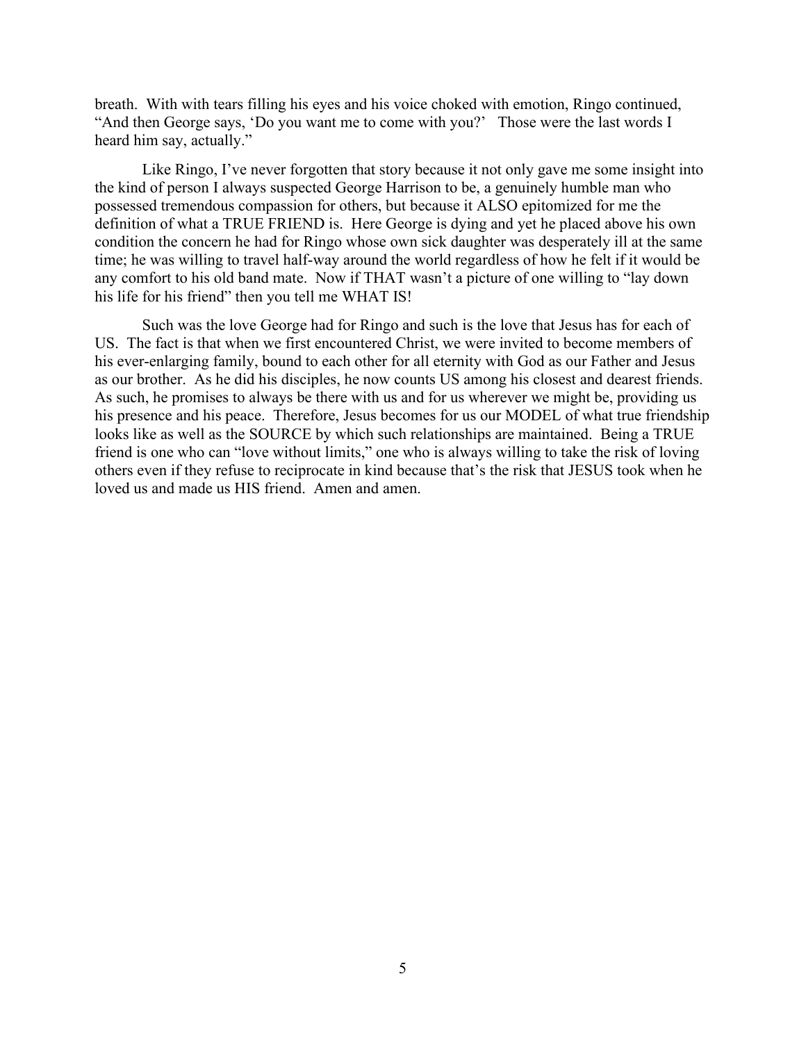breath.  With with tears filling his eyes and his voice choked with emotion, Ringo continued, "And then George says, 'Do you want me to come with you?'  Those were the last words I heard him say, actually."

Like Ringo, I've never forgotten that story because it not only gave me some insight into the kind of person I always suspected George Harrison to be, a genuinely humble man who possessed tremendous compassion for others, but because it ALSO epitomized for me the definition of what a TRUE FRIEND is.  Here George is dying and yet he placed above his own condition the concern he had for Ringo whose own sick daughter was desperately ill at the same time; he was willing to travel half-way around the world regardless of how he felt if it would be any comfort to his old band mate.  Now if THAT wasn't a picture of one willing to "lay down his life for his friend" then you tell me WHAT IS!

Such was the love George had for Ringo and such is the love that Jesus has for each of US.  The fact is that when we first encountered Christ, we were invited to become members of his ever-enlarging family, bound to each other for all eternity with God as our Father and Jesus as our brother.  As he did his disciples, he now counts US among his closest and dearest friends.  As such, he promises to always be there with us and for us wherever we might be, providing us his presence and his peace.  Therefore, Jesus becomes for us our MODEL of what true friendship looks like as well as the SOURCE by which such relationships are maintained.  Being a TRUE friend is one who can "love without limits," one who is always willing to take the risk of loving others even if they refuse to reciprocate in kind because that's the risk that JESUS took when he loved us and made us HIS friend.  Amen and amen.